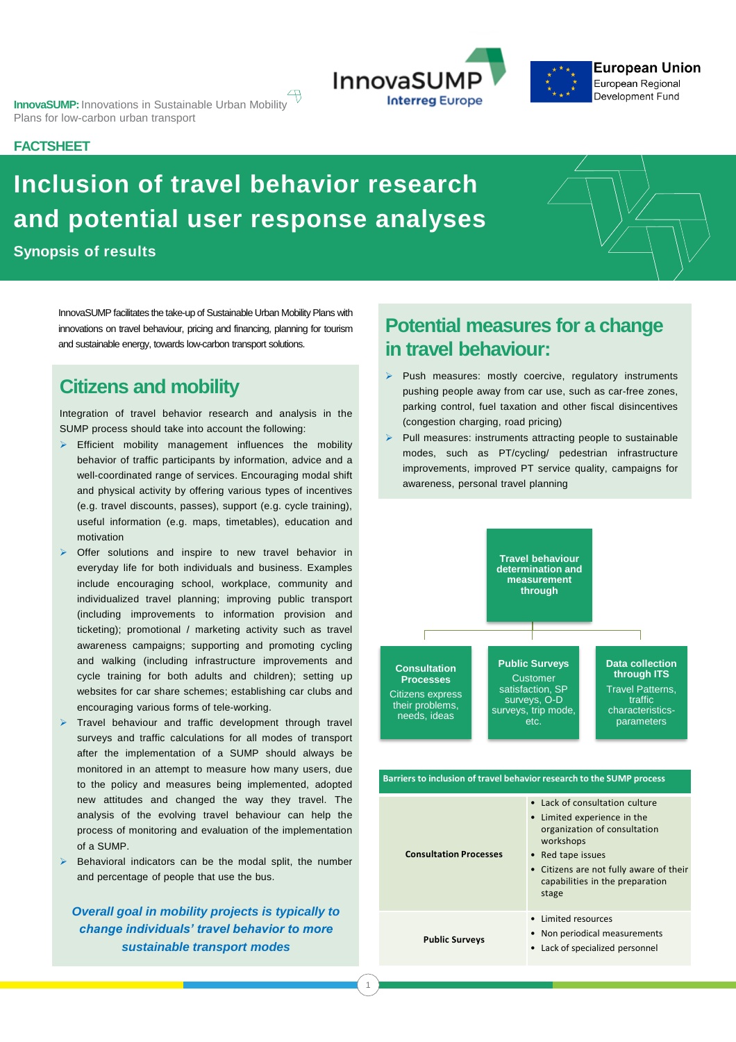**InnovaSUMP:** Innovations in Sustainable Urban Mobility Plans for low-carbon urban transport

InnovaSUMP
Interreg Europe

European Union
European Regional Development Fund

**FACTSHEET**

# Inclusion of travel behavior research and potential user response analyses

**Synopsis of results**

InnovaSUMP facilitates the take-up of Sustainable Urban Mobility Plans with innovations on travel behaviour, pricing and financing, planning for tourism and sustainable energy, towards low-carbon transport solutions.

## Citizens and mobility

Integration of travel behavior research and analysis in the SUMP process should take into account the following:

- Efficient mobility management influences the mobility behavior of traffic participants by information, advice and a well-coordinated range of services. Encouraging modal shift and physical activity by offering various types of incentives (e.g. travel discounts, passes), support (e.g. cycle training), useful information (e.g. maps, timetables), education and motivation
- Offer solutions and inspire to new travel behavior in everyday life for both individuals and business. Examples include encouraging school, workplace, community and individualized travel planning; improving public transport (including improvements to information provision and ticketing); promotional / marketing activity such as travel awareness campaigns; supporting and promoting cycling and walking (including infrastructure improvements and cycle training for both adults and children); setting up websites for car share schemes; establishing car clubs and encouraging various forms of tele-working.
- Travel behaviour and traffic development through travel surveys and traffic calculations for all modes of transport after the implementation of a SUMP should always be monitored in an attempt to measure how many users, due to the policy and measures being implemented, adopted new attitudes and changed the way they travel. The analysis of the evolving travel behaviour can help the process of monitoring and evaluation of the implementation of a SUMP.
- Behavioral indicators can be the modal split, the number and percentage of people that use the bus.

***Overall goal in mobility projects is typically to change individuals' travel behavior to more sustainable transport modes***

## Potential measures for a change in travel behaviour:

- Push measures: mostly coercive, regulatory instruments pushing people away from car use, such as car-free zones, parking control, fuel taxation and other fiscal disincentives (congestion charging, road pricing)
- Pull measures: instruments attracting people to sustainable modes, such as PT/cycling/ pedestrian infrastructure improvements, improved PT service quality, campaigns for awareness, personal travel planning

**Travel behaviour determination and measurement through**

- **Consultation Processes** – Citizens express their problems, needs, ideas
- **Public Surveys** – Customer satisfaction, SP surveys, O-D surveys, trip mode, etc.
- **Data collection through ITS** – Travel Patterns, traffic characteristics-parameters

| Barriers to inclusion of travel behavior research to the SUMP process | |
|---|---|
| **Consultation Processes** | • Lack of consultation culture<br>• Limited experience in the organization of consultation workshops<br>• Red tape issues<br>• Citizens are not fully aware of their capabilities in the preparation stage |
| **Public Surveys** | • Limited resources<br>• Non periodical measurements<br>• Lack of specialized personnel |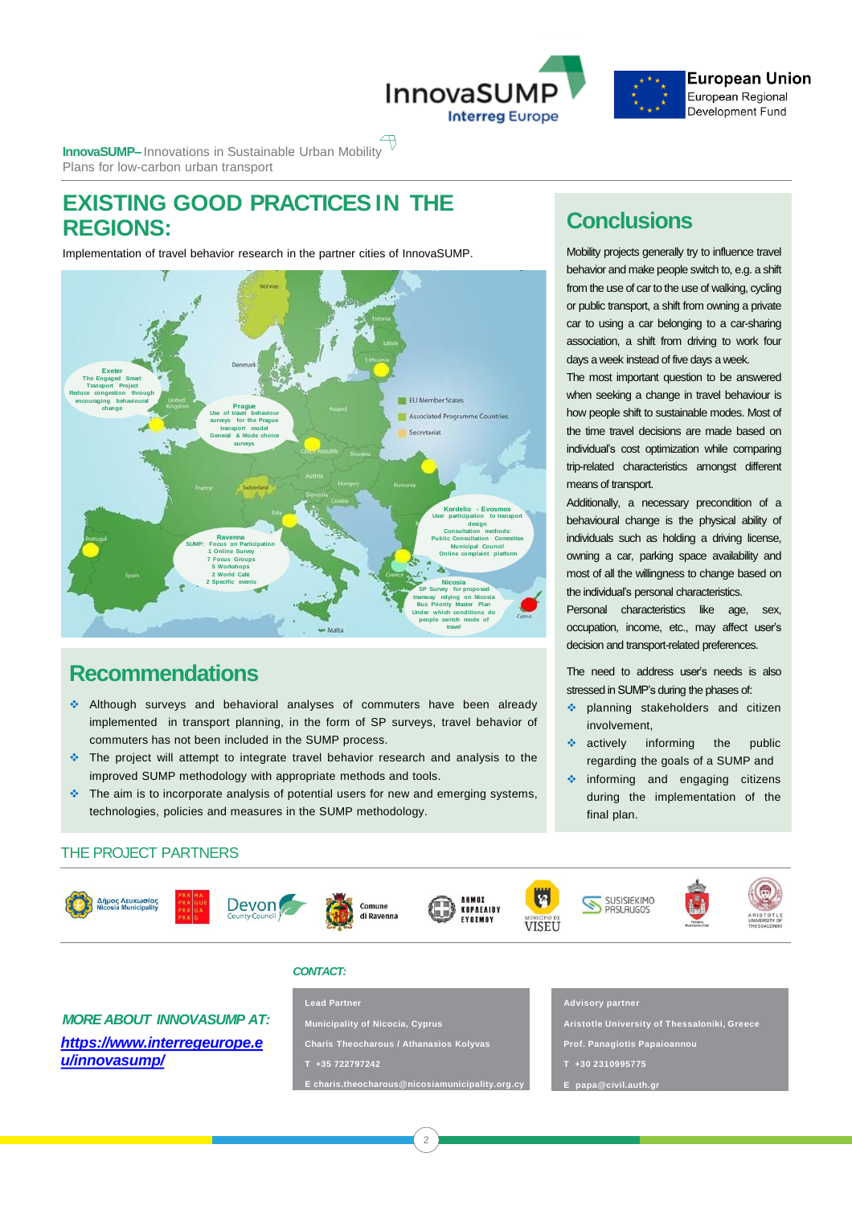**InnovaSUMP**– Innovations in Sustainable Urban Mobility Plans for low-carbon urban transport

# EXISTING GOOD PRACTICES IN THE REGIONS:

Implementation of travel behavior research in the partner cities of InnovaSUMP.

Exeter
The Engaged Smart Transport Project
Reduce congestion through encouraging behavioural change

Prague
Use of travel behaviour surveys for the Prague transport model
General & Mode choice surveys

Kordelio - Evosmos
User participation to transport design
Consultation methods:
Public Consultation Committee
Municipal Council
Online complaint platform

Ravenna
SUMP: Focus on Participation
1 Online Survey
7 Focus Groups
5 Workshops
2 World Café
2 Specific events

Nicosia
SP Survey for proposed tramway relying on Nicosia Bus Priority Master Plan
Under which conditions do people switch mode of travel

EU Member States
Associated Programme Countries
Secretariat

## Recommendations

- Although surveys and behavioral analyses of commuters have been already implemented in transport planning, in the form of SP surveys, travel behavior of commuters has not been included in the SUMP process.
- The project will attempt to integrate travel behavior research and analysis to the improved SUMP methodology with appropriate methods and tools.
- The aim is to incorporate analysis of potential users for new and emerging systems, technologies, policies and measures in the SUMP methodology.

## Conclusions

Mobility projects generally try to influence travel behavior and make people switch to, e.g. a shift from the use of car to the use of walking, cycling or public transport, a shift from owning a private car to using a car belonging to a car-sharing association, a shift from driving to work four days a week instead of five days a week.

The most important question to be answered when seeking a change in travel behaviour is how people shift to sustainable modes. Most of the time travel decisions are made based on individual's cost optimization while comparing trip-related characteristics amongst different means of transport.

Additionally, a necessary precondition of a behavioural change is the physical ability of individuals such as holding a driving license, owning a car, parking space availability and most of all the willingness to change based on the individual's personal characteristics.

Personal characteristics like age, sex, occupation, income, etc., may affect user's decision and transport-related preferences.

The need to address user's needs is also stressed in SUMP's during the phases of:

- planning stakeholders and citizen involvement,
- actively informing the public regarding the goals of a SUMP and
- informing and engaging citizens during the implementation of the final plan.

## THE PROJECT PARTNERS

***MORE ABOUT INNOVASUMP AT:***

[https://www.interregeurope.eu/innovasump/](https://www.interregeurope.eu/innovasump/)

***CONTACT:***

**Lead Partner**
Municipality of Nicocia, Cyprus
Charis Theocharous / Athanasios Kolyvas
T +35 722797242
E charis.theocharous@nicosiamunicipality.org.cy

**Advisory partner**
Aristotle University of Thessaloniki, Greece
Prof. Panagiotis Papaioannou
T +30 2310995775
E papa@civil.auth.gr